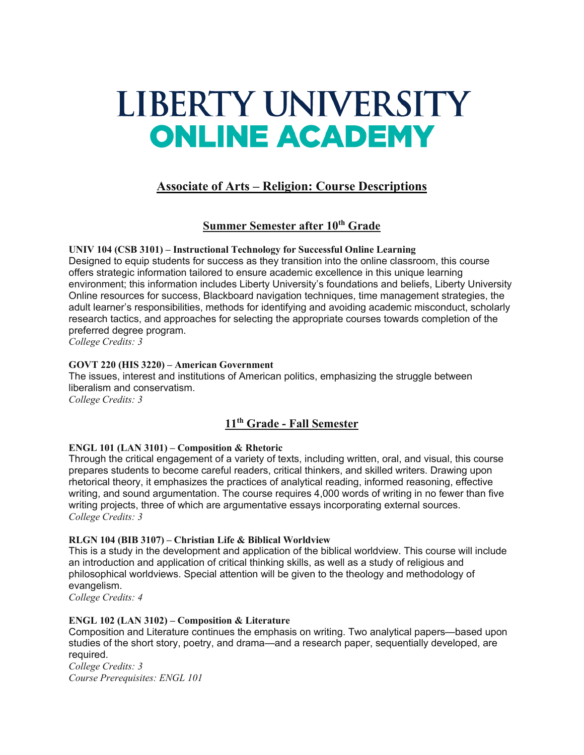# LIBERTY UNIVERSITY
# ONLINE ACADEMY

## Associate of Arts – Religion: Course Descriptions

### Summer Semester after 10th Grade

**UNIV 104 (CSB 3101) – Instructional Technology for Successful Online Learning**
Designed to equip students for success as they transition into the online classroom, this course offers strategic information tailored to ensure academic excellence in this unique learning environment; this information includes Liberty University's foundations and beliefs, Liberty University Online resources for success, Blackboard navigation techniques, time management strategies, the adult learner's responsibilities, methods for identifying and avoiding academic misconduct, scholarly research tactics, and approaches for selecting the appropriate courses towards completion of the preferred degree program.
*College Credits: 3*

**GOVT 220 (HIS 3220) – American Government**
The issues, interest and institutions of American politics, emphasizing the struggle between liberalism and conservatism.
*College Credits: 3*

### 11th Grade - Fall Semester

**ENGL 101 (LAN 3101) – Composition & Rhetoric**
Through the critical engagement of a variety of texts, including written, oral, and visual, this course prepares students to become careful readers, critical thinkers, and skilled writers. Drawing upon rhetorical theory, it emphasizes the practices of analytical reading, informed reasoning, effective writing, and sound argumentation. The course requires 4,000 words of writing in no fewer than five writing projects, three of which are argumentative essays incorporating external sources.
*College Credits: 3*

**RLGN 104 (BIB 3107) – Christian Life & Biblical Worldview**
This is a study in the development and application of the biblical worldview. This course will include an introduction and application of critical thinking skills, as well as a study of religious and philosophical worldviews. Special attention will be given to the theology and methodology of evangelism.
*College Credits: 4*

**ENGL 102 (LAN 3102) – Composition & Literature**
Composition and Literature continues the emphasis on writing. Two analytical papers—based upon studies of the short story, poetry, and drama—and a research paper, sequentially developed, are required.
*College Credits: 3*
*Course Prerequisites: ENGL 101*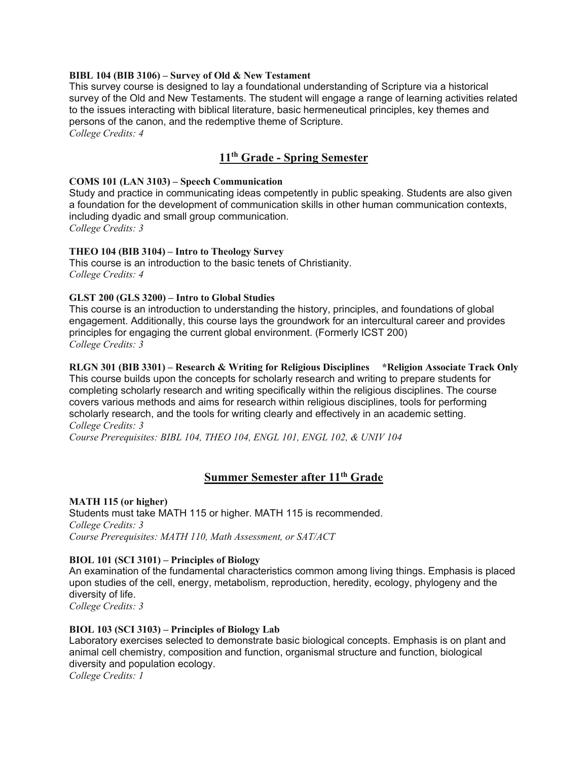**BIBL 104 (BIB 3106) – Survey of Old & New Testament**
This survey course is designed to lay a foundational understanding of Scripture via a historical survey of the Old and New Testaments. The student will engage a range of learning activities related to the issues interacting with biblical literature, basic hermeneutical principles, key themes and persons of the canon, and the redemptive theme of Scripture.
*College Credits: 4*

## 11th Grade - Spring Semester

**COMS 101 (LAN 3103) – Speech Communication**
Study and practice in communicating ideas competently in public speaking. Students are also given a foundation for the development of communication skills in other human communication contexts, including dyadic and small group communication.
*College Credits: 3*

**THEO 104 (BIB 3104) – Intro to Theology Survey**
This course is an introduction to the basic tenets of Christianity.
*College Credits: 4*

**GLST 200 (GLS 3200) – Intro to Global Studies**
This course is an introduction to understanding the history, principles, and foundations of global engagement. Additionally, this course lays the groundwork for an intercultural career and provides principles for engaging the current global environment. (Formerly ICST 200)
*College Credits: 3*

**RLGN 301 (BIB 3301) – Research & Writing for Religious Disciplines \*Religion Associate Track Only**
This course builds upon the concepts for scholarly research and writing to prepare students for completing scholarly research and writing specifically within the religious disciplines. The course covers various methods and aims for research within religious disciplines, tools for performing scholarly research, and the tools for writing clearly and effectively in an academic setting.
*College Credits: 3*
*Course Prerequisites: BIBL 104, THEO 104, ENGL 101, ENGL 102, & UNIV 104*

## Summer Semester after 11th Grade

**MATH 115 (or higher)**
Students must take MATH 115 or higher. MATH 115 is recommended.
*College Credits: 3*
*Course Prerequisites: MATH 110, Math Assessment, or SAT/ACT*

**BIOL 101 (SCI 3101) – Principles of Biology**
An examination of the fundamental characteristics common among living things. Emphasis is placed upon studies of the cell, energy, metabolism, reproduction, heredity, ecology, phylogeny and the diversity of life.
*College Credits: 3*

**BIOL 103 (SCI 3103) – Principles of Biology Lab**
Laboratory exercises selected to demonstrate basic biological concepts. Emphasis is on plant and animal cell chemistry, composition and function, organismal structure and function, biological diversity and population ecology.
*College Credits: 1*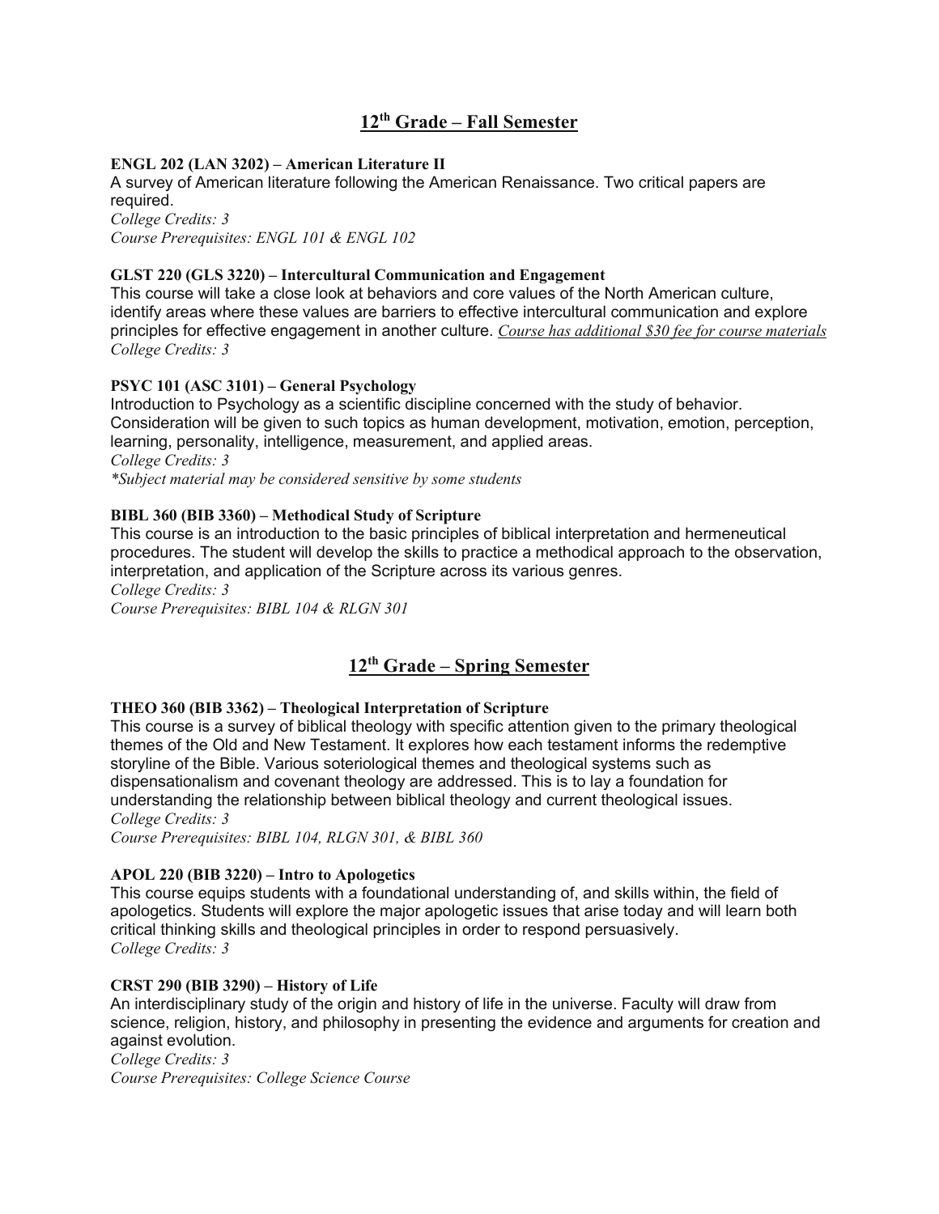## 12th Grade – Fall Semester

**ENGL 202 (LAN 3202) – American Literature II**

A survey of American literature following the American Renaissance. Two critical papers are required.

*College Credits: 3*
*Course Prerequisites: ENGL 101 & ENGL 102*

**GLST 220 (GLS 3220) – Intercultural Communication and Engagement**

This course will take a close look at behaviors and core values of the North American culture, identify areas where these values are barriers to effective intercultural communication and explore principles for effective engagement in another culture. *Course has additional $30 fee for course materials*

*College Credits: 3*

**PSYC 101 (ASC 3101) – General Psychology**

Introduction to Psychology as a scientific discipline concerned with the study of behavior. Consideration will be given to such topics as human development, motivation, emotion, perception, learning, personality, intelligence, measurement, and applied areas.

*College Credits: 3*
**Subject material may be considered sensitive by some students*

**BIBL 360 (BIB 3360) – Methodical Study of Scripture**

This course is an introduction to the basic principles of biblical interpretation and hermeneutical procedures. The student will develop the skills to practice a methodical approach to the observation, interpretation, and application of the Scripture across its various genres.

*College Credits: 3*
*Course Prerequisites: BIBL 104 & RLGN 301*

## 12th Grade – Spring Semester

**THEO 360 (BIB 3362) – Theological Interpretation of Scripture**

This course is a survey of biblical theology with specific attention given to the primary theological themes of the Old and New Testament. It explores how each testament informs the redemptive storyline of the Bible. Various soteriological themes and theological systems such as dispensationalism and covenant theology are addressed. This is to lay a foundation for understanding the relationship between biblical theology and current theological issues.

*College Credits: 3*
*Course Prerequisites: BIBL 104, RLGN 301, & BIBL 360*

**APOL 220 (BIB 3220) – Intro to Apologetics**

This course equips students with a foundational understanding of, and skills within, the field of apologetics. Students will explore the major apologetic issues that arise today and will learn both critical thinking skills and theological principles in order to respond persuasively.

*College Credits: 3*

**CRST 290 (BIB 3290) – History of Life**

An interdisciplinary study of the origin and history of life in the universe. Faculty will draw from science, religion, history, and philosophy in presenting the evidence and arguments for creation and against evolution.

*College Credits: 3*
*Course Prerequisites: College Science Course*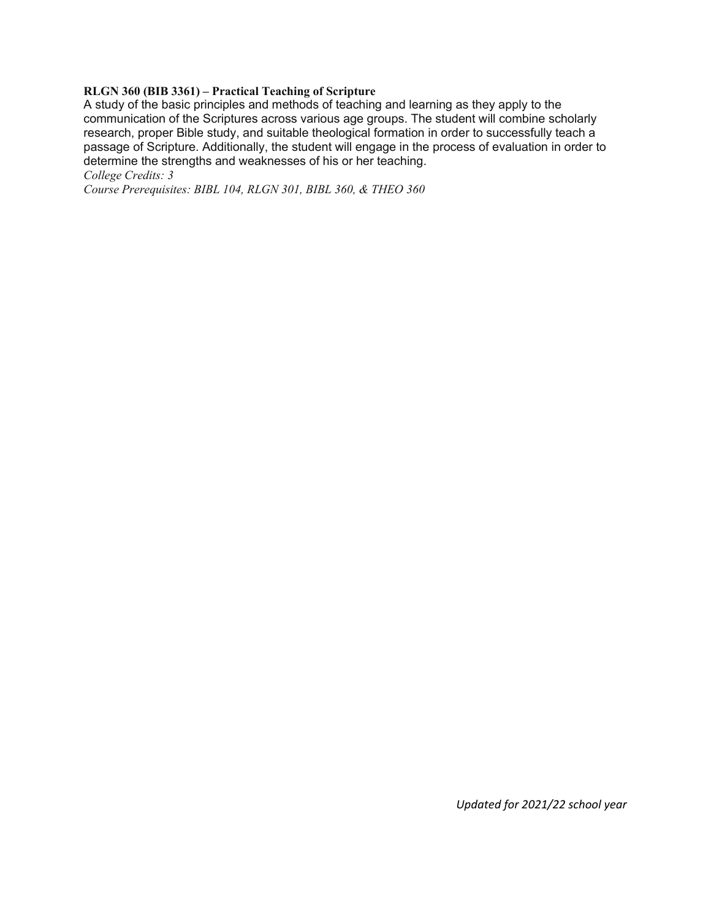**RLGN 360 (BIB 3361) – Practical Teaching of Scripture**
A study of the basic principles and methods of teaching and learning as they apply to the communication of the Scriptures across various age groups. The student will combine scholarly research, proper Bible study, and suitable theological formation in order to successfully teach a passage of Scripture. Additionally, the student will engage in the process of evaluation in order to determine the strengths and weaknesses of his or her teaching.
*College Credits: 3*
*Course Prerequisites: BIBL 104, RLGN 301, BIBL 360, & THEO 360*

*Updated for 2021/22 school year*